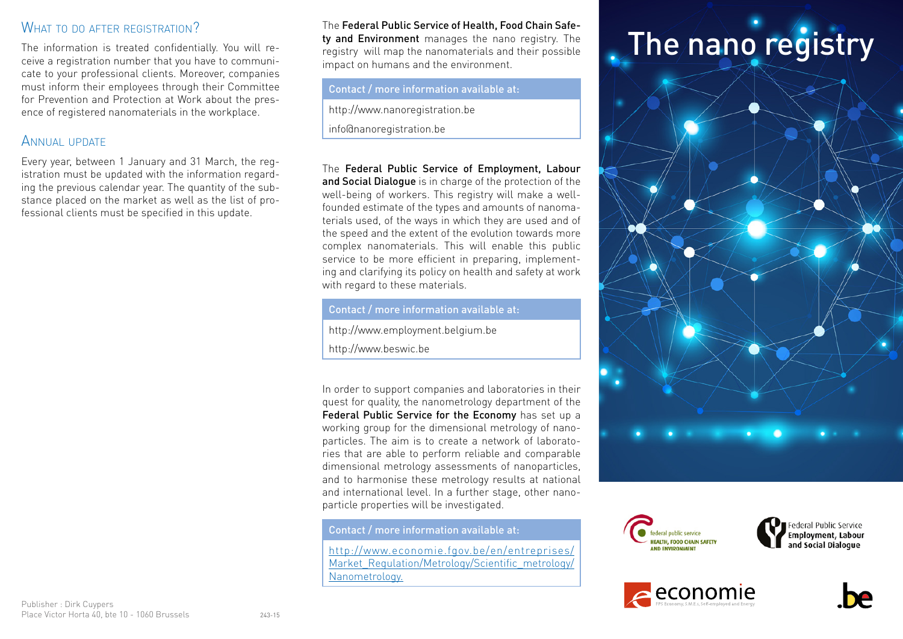## What to do after registration?

The information is treated confidentially. You will receive a registration number that you have to communicate to your professional clients. Moreover, companies must inform their employees through their Committee for Prevention and Protection at Work about the presence of registered nanomaterials in the workplace.

## Annual update

Every year, between 1 January and 31 March, the registration must be updated with the information regarding the previous calendar year. The quantity of the substance placed on the market as well as the list of professional clients must be specified in this update.

Publisher : Dirk Cuypers
Place Victor Horta 40, bte 10 - 1060 Brussels

243-15

The **Federal Public Service of Health, Food Chain Safety and Environment** manages the nano registry. The registry will map the nanomaterials and their possible impact on humans and the environment.

**Contact / more information available at:**

http://www.nanoregistration.be

info@nanoregistration.be

The **Federal Public Service of Employment, Labour and Social Dialogue** is in charge of the protection of the well-being of workers. This registry will make a well-founded estimate of the types and amounts of nanomaterials used, of the ways in which they are used and of the speed and the extent of the evolution towards more complex nanomaterials. This will enable this public service to be more efficient in preparing, implementing and clarifying its policy on health and safety at work with regard to these materials.

**Contact / more information available at:**

http://www.employment.belgium.be

http://www.beswic.be

In order to support companies and laboratories in their quest for quality, the nanometrology department of the **Federal Public Service for the Economy** has set up a working group for the dimensional metrology of nanoparticles. The aim is to create a network of laboratories that are able to perform reliable and comparable dimensional metrology assessments of nanoparticles, and to harmonise these metrology results at national and international level. In a further stage, other nanoparticle properties will be investigated.

**Contact / more information available at:**

http://www.economie.fgov.be/en/entreprises/Market_Regulation/Metrology/Scientific_metrology/Nanometrology.

# The nano registry

federal public service HEALTH, FOOD CHAIN SAFETY AND ENVIRONMENT

Federal Public Service Employment, Labour and Social Dialogue

economie FPS Economy, S.M.E.s, Self-employed and Energy

.be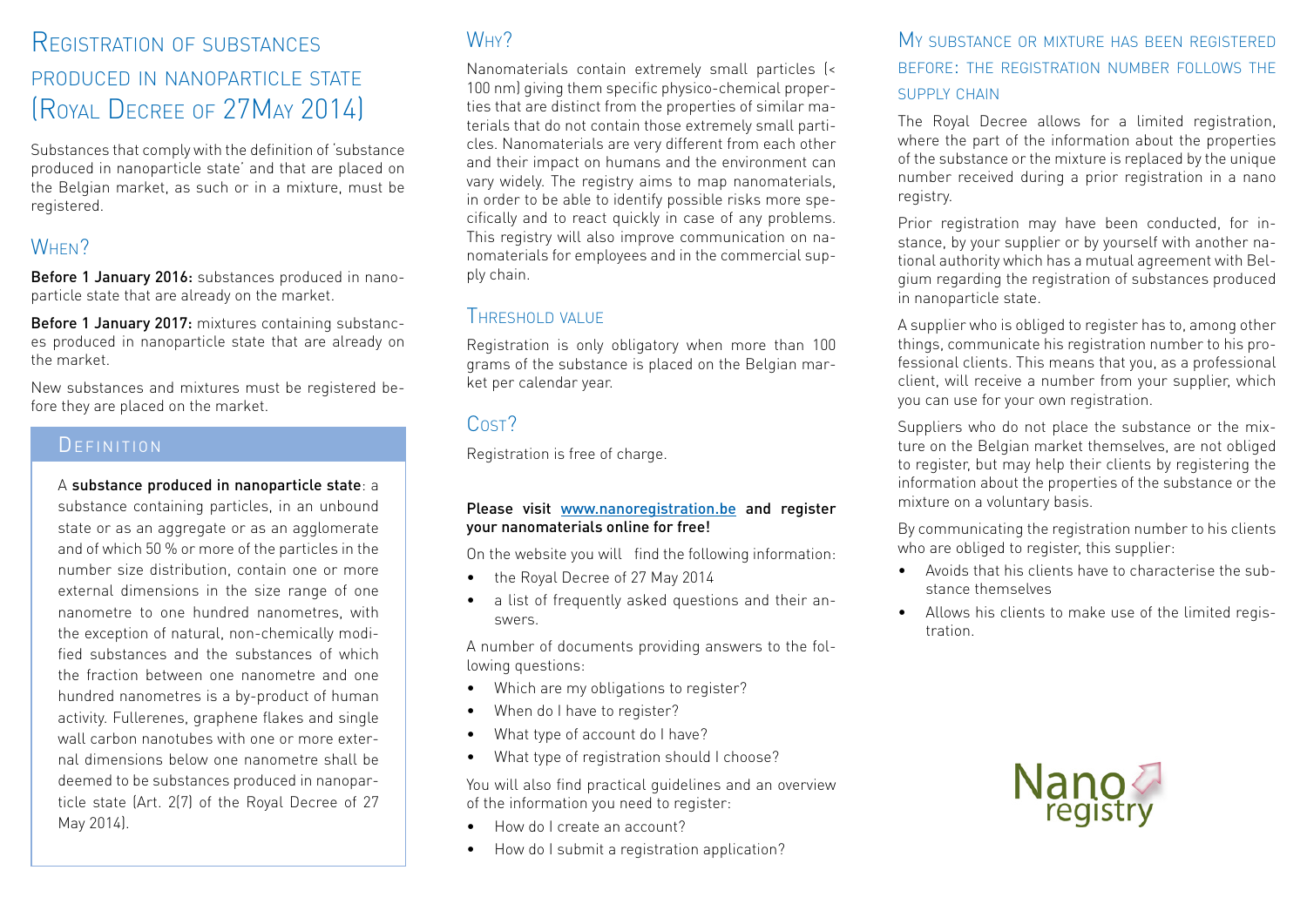# Registration of substances produced in nanoparticle state (Royal Decree of 27May 2014)

Substances that comply with the definition of 'substance produced in nanoparticle state' and that are placed on the Belgian market, as such or in a mixture, must be registered.

## When?

**Before 1 January 2016:** substances produced in nanoparticle state that are already on the market.

**Before 1 January 2017:** mixtures containing substances produced in nanoparticle state that are already on the market.

New substances and mixtures must be registered before they are placed on the market.

## Definition

A **substance produced in nanoparticle state**: a substance containing particles, in an unbound state or as an aggregate or as an agglomerate and of which 50 % or more of the particles in the number size distribution, contain one or more external dimensions in the size range of one nanometre to one hundred nanometres, with the exception of natural, non-chemically modified substances and the substances of which the fraction between one nanometre and one hundred nanometres is a by-product of human activity. Fullerenes, graphene flakes and single wall carbon nanotubes with one or more external dimensions below one nanometre shall be deemed to be substances produced in nanoparticle state (Art. 2(7) of the Royal Decree of 27 May 2014).

## Why?

Nanomaterials contain extremely small particles (< 100 nm) giving them specific physico-chemical properties that are distinct from the properties of similar materials that do not contain those extremely small particles. Nanomaterials are very different from each other and their impact on humans and the environment can vary widely. The registry aims to map nanomaterials, in order to be able to identify possible risks more specifically and to react quickly in case of any problems. This registry will also improve communication on nanomaterials for employees and in the commercial supply chain.

## Threshold value

Registration is only obligatory when more than 100 grams of the substance is placed on the Belgian market per calendar year.

## Cost?

Registration is free of charge.

**Please visit www.nanoregistration.be and register your nanomaterials online for free!**

On the website you will find the following information:

- the Royal Decree of 27 May 2014
- a list of frequently asked questions and their answers.

A number of documents providing answers to the following questions:

- Which are my obligations to register?
- When do I have to register?
- What type of account do I have?
- What type of registration should I choose?

You will also find practical guidelines and an overview of the information you need to register:

- How do I create an account?
- How do I submit a registration application?

## My substance or mixture has been registered before: the registration number follows the supply chain

The Royal Decree allows for a limited registration, where the part of the information about the properties of the substance or the mixture is replaced by the unique number received during a prior registration in a nano registry.

Prior registration may have been conducted, for instance, by your supplier or by yourself with another national authority which has a mutual agreement with Belgium regarding the registration of substances produced in nanoparticle state.

A supplier who is obliged to register has to, among other things, communicate his registration number to his professional clients. This means that you, as a professional client, will receive a number from your supplier, which you can use for your own registration.

Suppliers who do not place the substance or the mixture on the Belgian market themselves, are not obliged to register, but may help their clients by registering the information about the properties of the substance or the mixture on a voluntary basis.

By communicating the registration number to his clients who are obliged to register, this supplier:

- Avoids that his clients have to characterise the substance themselves
- Allows his clients to make use of the limited registration.

Nano registry